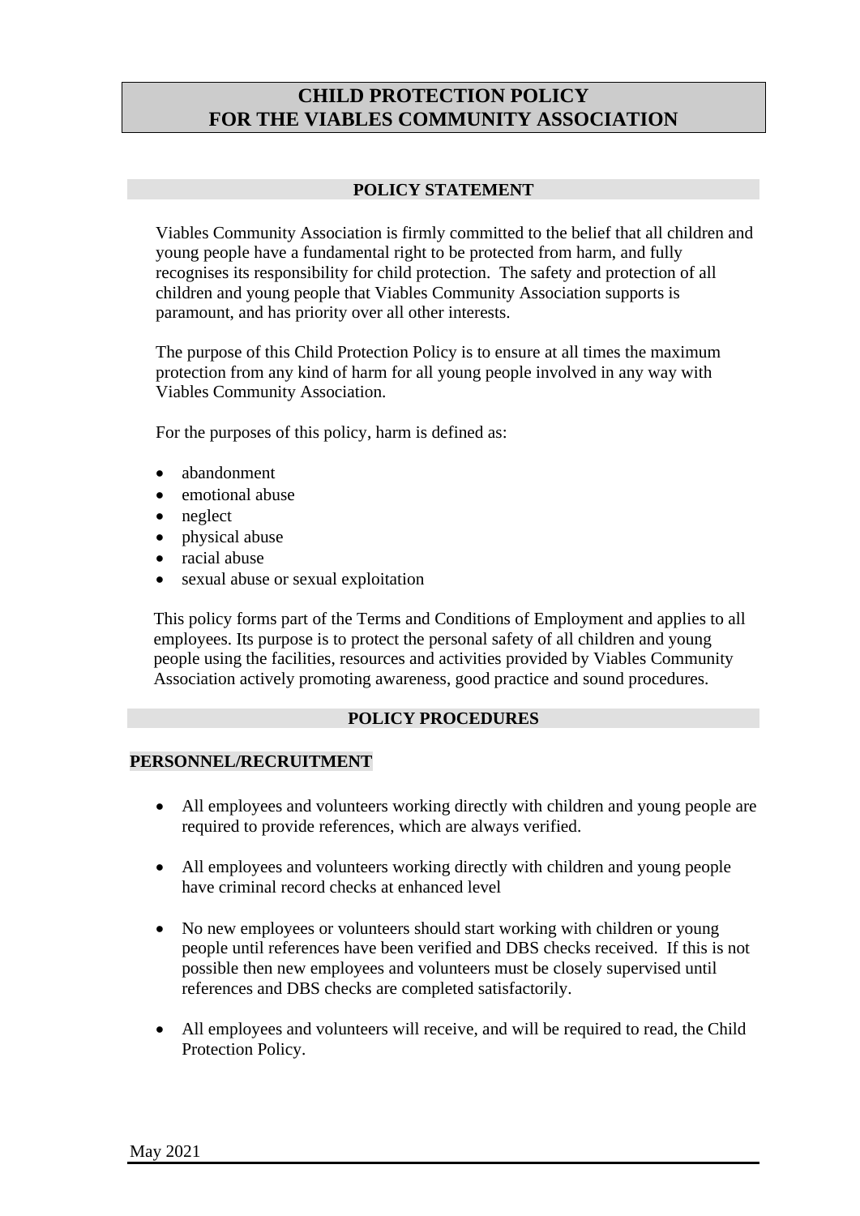# CHILD PROTECTION POLICY FOR THE VIABLES COMMUNITY ASSOCIATION

## POLICY STATEMENT

Viables Community Association is firmly committed to the belief that all children and young people have a fundamental right to be protected from harm, and fully recognises its responsibility for child protection. The safety and protection of all children and young people that Viables Community Association supports is paramount, and has priority over all other interests.

The purpose of this Child Protection Policy is to ensure at all times the maximum protection from any kind of harm for all young people involved in any way with Viables Community Association.

For the purposes of this policy, harm is defined as:

- abandonment
- emotional abuse
- neglect
- physical abuse
- racial abuse
- sexual abuse or sexual exploitation

This policy forms part of the Terms and Conditions of Employment and applies to all employees. Its purpose is to protect the personal safety of all children and young people using the facilities, resources and activities provided by Viables Community Association actively promoting awareness, good practice and sound procedures.

## POLICY PROCEDURES

### PERSONNEL/RECRUITMENT

- All employees and volunteers working directly with children and young people are required to provide references, which are always verified.

- All employees and volunteers working directly with children and young people have criminal record checks at enhanced level

- No new employees or volunteers should start working with children or young people until references have been verified and DBS checks received. If this is not possible then new employees and volunteers must be closely supervised until references and DBS checks are completed satisfactorily.

- All employees and volunteers will receive, and will be required to read, the Child Protection Policy.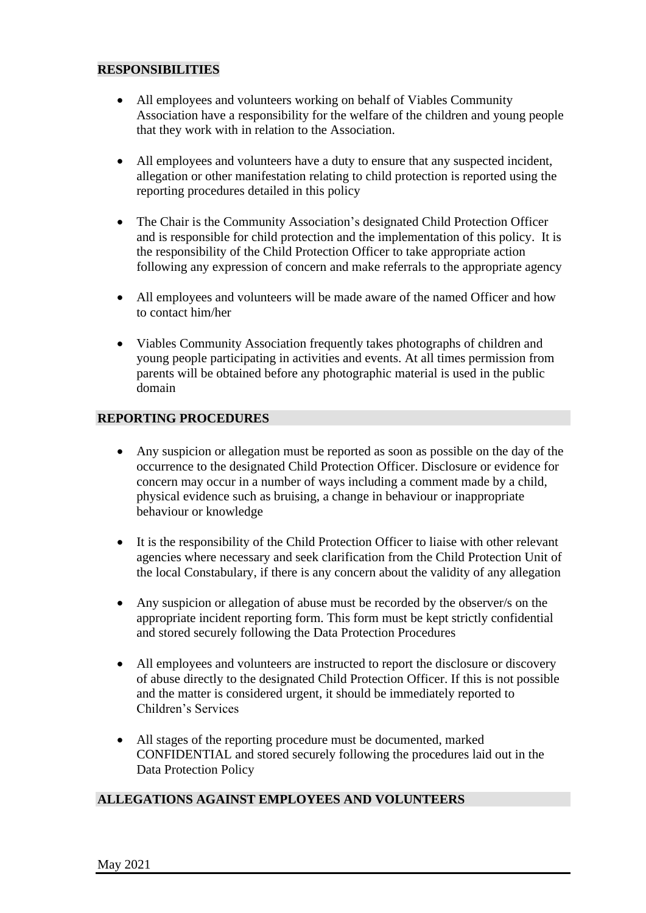## RESPONSIBILITIES

- All employees and volunteers working on behalf of Viables Community Association have a responsibility for the welfare of the children and young people that they work with in relation to the Association.

- All employees and volunteers have a duty to ensure that any suspected incident, allegation or other manifestation relating to child protection is reported using the reporting procedures detailed in this policy

- The Chair is the Community Association's designated Child Protection Officer and is responsible for child protection and the implementation of this policy. It is the responsibility of the Child Protection Officer to take appropriate action following any expression of concern and make referrals to the appropriate agency

- All employees and volunteers will be made aware of the named Officer and how to contact him/her

- Viables Community Association frequently takes photographs of children and young people participating in activities and events. At all times permission from parents will be obtained before any photographic material is used in the public domain

## REPORTING PROCEDURES

- Any suspicion or allegation must be reported as soon as possible on the day of the occurrence to the designated Child Protection Officer. Disclosure or evidence for concern may occur in a number of ways including a comment made by a child, physical evidence such as bruising, a change in behaviour or inappropriate behaviour or knowledge

- It is the responsibility of the Child Protection Officer to liaise with other relevant agencies where necessary and seek clarification from the Child Protection Unit of the local Constabulary, if there is any concern about the validity of any allegation

- Any suspicion or allegation of abuse must be recorded by the observer/s on the appropriate incident reporting form. This form must be kept strictly confidential and stored securely following the Data Protection Procedures

- All employees and volunteers are instructed to report the disclosure or discovery of abuse directly to the designated Child Protection Officer. If this is not possible and the matter is considered urgent, it should be immediately reported to Children's Services

- All stages of the reporting procedure must be documented, marked CONFIDENTIAL and stored securely following the procedures laid out in the Data Protection Policy

## ALLEGATIONS AGAINST EMPLOYEES AND VOLUNTEERS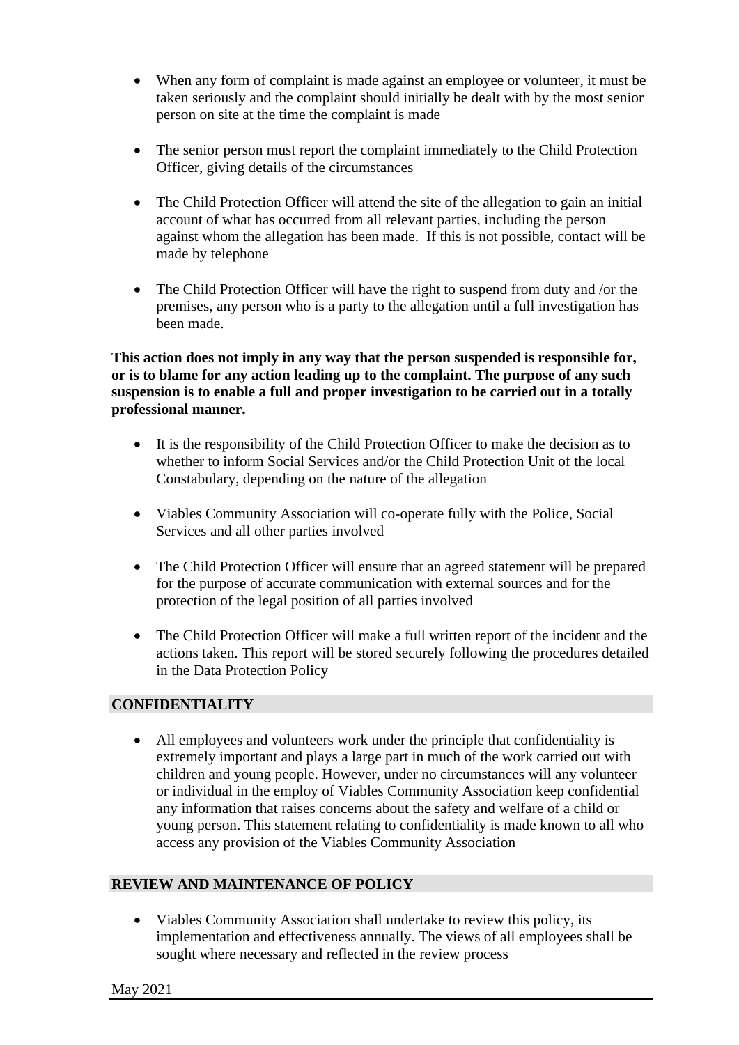- When any form of complaint is made against an employee or volunteer, it must be taken seriously and the complaint should initially be dealt with by the most senior person on site at the time the complaint is made

- The senior person must report the complaint immediately to the Child Protection Officer, giving details of the circumstances

- The Child Protection Officer will attend the site of the allegation to gain an initial account of what has occurred from all relevant parties, including the person against whom the allegation has been made. If this is not possible, contact will be made by telephone

- The Child Protection Officer will have the right to suspend from duty and /or the premises, any person who is a party to the allegation until a full investigation has been made.

**This action does not imply in any way that the person suspended is responsible for, or is to blame for any action leading up to the complaint. The purpose of any such suspension is to enable a full and proper investigation to be carried out in a totally professional manner.**

- It is the responsibility of the Child Protection Officer to make the decision as to whether to inform Social Services and/or the Child Protection Unit of the local Constabulary, depending on the nature of the allegation

- Viables Community Association will co-operate fully with the Police, Social Services and all other parties involved

- The Child Protection Officer will ensure that an agreed statement will be prepared for the purpose of accurate communication with external sources and for the protection of the legal position of all parties involved

- The Child Protection Officer will make a full written report of the incident and the actions taken. This report will be stored securely following the procedures detailed in the Data Protection Policy

## CONFIDENTIALITY

- All employees and volunteers work under the principle that confidentiality is extremely important and plays a large part in much of the work carried out with children and young people. However, under no circumstances will any volunteer or individual in the employ of Viables Community Association keep confidential any information that raises concerns about the safety and welfare of a child or young person. This statement relating to confidentiality is made known to all who access any provision of the Viables Community Association

## REVIEW AND MAINTENANCE OF POLICY

- Viables Community Association shall undertake to review this policy, its implementation and effectiveness annually. The views of all employees shall be sought where necessary and reflected in the review process

May 2021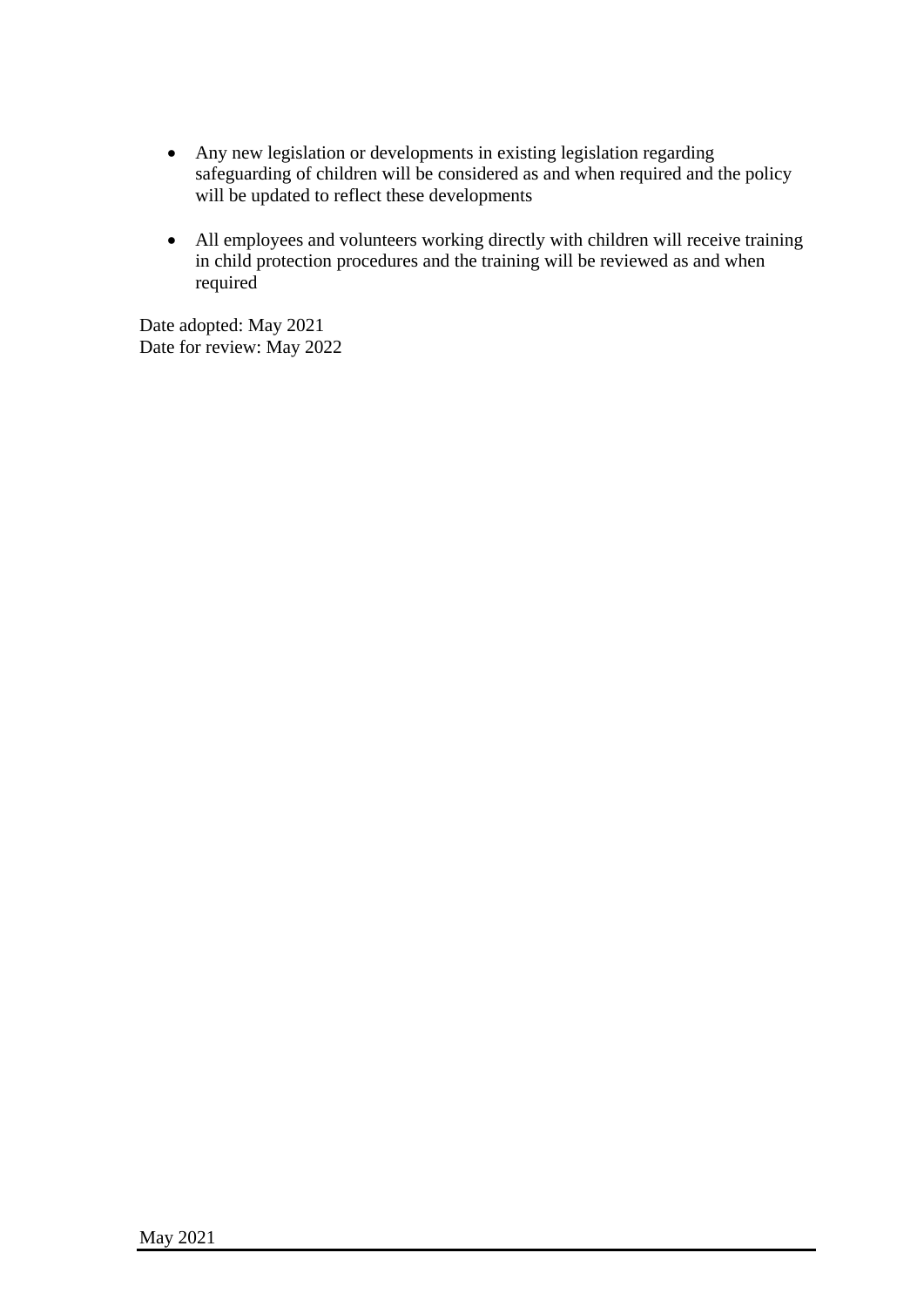- Any new legislation or developments in existing legislation regarding safeguarding of children will be considered as and when required and the policy will be updated to reflect these developments

- All employees and volunteers working directly with children will receive training in child protection procedures and the training will be reviewed as and when required

Date adopted: May 2021
Date for review: May 2022